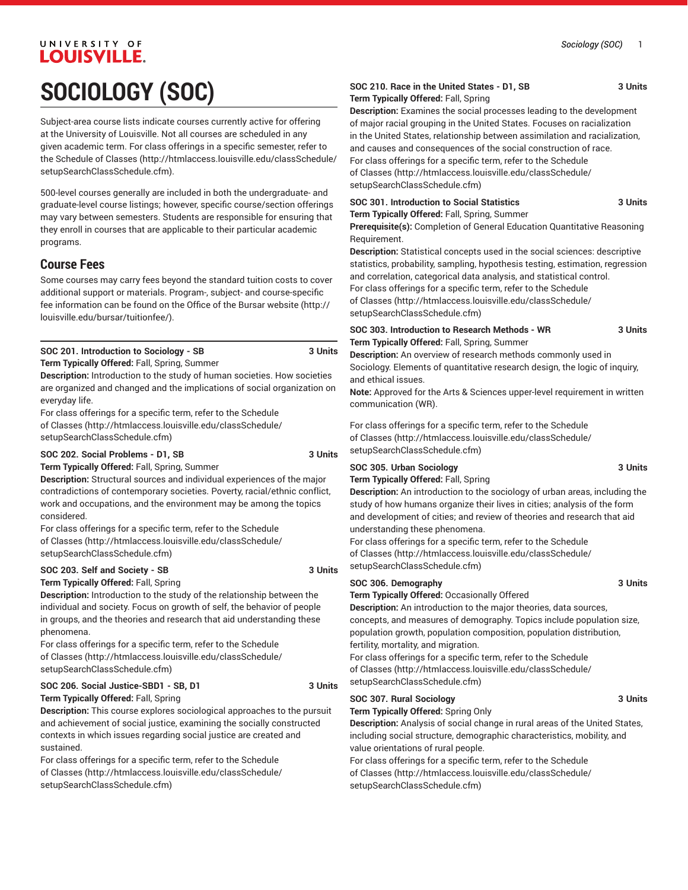# SOCIOLOGY (SOC)

Subject-area course lists indicate courses currently active for offering at the University of Louisville. Not all courses are scheduled in any given academic term. For class offerings in a specific semester, refer to the Schedule of Classes (http://htmlaccess.louisville.edu/classSchedule/setupSearchClassSchedule.cfm).

500-level courses generally are included in both the undergraduate- and graduate-level course listings; however, specific course/section offerings may vary between semesters. Students are responsible for ensuring that they enroll in courses that are applicable to their particular academic programs.

## Course Fees

Some courses may carry fees beyond the standard tuition costs to cover additional support or materials. Program-, subject- and course-specific fee information can be found on the Office of the Bursar website (http://louisville.edu/bursar/tuitionfee/).

**SOC 201. Introduction to Sociology - SB** **3 Units**
**Term Typically Offered:** Fall, Spring, Summer
**Description:** Introduction to the study of human societies. How societies are organized and changed and the implications of social organization on everyday life.
For class offerings for a specific term, refer to the Schedule of Classes (http://htmlaccess.louisville.edu/classSchedule/setupSearchClassSchedule.cfm)

**SOC 202. Social Problems - D1, SB** **3 Units**
**Term Typically Offered:** Fall, Spring, Summer
**Description:** Structural sources and individual experiences of the major contradictions of contemporary societies. Poverty, racial/ethnic conflict, work and occupations, and the environment may be among the topics considered.
For class offerings for a specific term, refer to the Schedule of Classes (http://htmlaccess.louisville.edu/classSchedule/setupSearchClassSchedule.cfm)

**SOC 203. Self and Society - SB** **3 Units**
**Term Typically Offered:** Fall, Spring
**Description:** Introduction to the study of the relationship between the individual and society. Focus on growth of self, the behavior of people in groups, and the theories and research that aid understanding these phenomena.
For class offerings for a specific term, refer to the Schedule of Classes (http://htmlaccess.louisville.edu/classSchedule/setupSearchClassSchedule.cfm)

**SOC 206. Social Justice-SBD1 - SB, D1** **3 Units**
**Term Typically Offered:** Fall, Spring
**Description:** This course explores sociological approaches to the pursuit and achievement of social justice, examining the socially constructed contexts in which issues regarding social justice are created and sustained.
For class offerings for a specific term, refer to the Schedule of Classes (http://htmlaccess.louisville.edu/classSchedule/setupSearchClassSchedule.cfm)

**SOC 210. Race in the United States - D1, SB** **3 Units**
**Term Typically Offered:** Fall, Spring
**Description:** Examines the social processes leading to the development of major racial grouping in the United States. Focuses on racialization in the United States, relationship between assimilation and racialization, and causes and consequences of the social construction of race.
For class offerings for a specific term, refer to the Schedule of Classes (http://htmlaccess.louisville.edu/classSchedule/setupSearchClassSchedule.cfm)

**SOC 301. Introduction to Social Statistics** **3 Units**
**Term Typically Offered:** Fall, Spring, Summer
**Prerequisite(s):** Completion of General Education Quantitative Reasoning Requirement.
**Description:** Statistical concepts used in the social sciences: descriptive statistics, probability, sampling, hypothesis testing, estimation, regression and correlation, categorical data analysis, and statistical control.
For class offerings for a specific term, refer to the Schedule of Classes (http://htmlaccess.louisville.edu/classSchedule/setupSearchClassSchedule.cfm)

**SOC 303. Introduction to Research Methods - WR** **3 Units**
**Term Typically Offered:** Fall, Spring, Summer
**Description:** An overview of research methods commonly used in Sociology. Elements of quantitative research design, the logic of inquiry, and ethical issues.
**Note:** Approved for the Arts & Sciences upper-level requirement in written communication (WR).

For class offerings for a specific term, refer to the Schedule of Classes (http://htmlaccess.louisville.edu/classSchedule/setupSearchClassSchedule.cfm)

**SOC 305. Urban Sociology** **3 Units**
**Term Typically Offered:** Fall, Spring
**Description:** An introduction to the sociology of urban areas, including the study of how humans organize their lives in cities; analysis of the form and development of cities; and review of theories and research that aid understanding these phenomena.
For class offerings for a specific term, refer to the Schedule of Classes (http://htmlaccess.louisville.edu/classSchedule/setupSearchClassSchedule.cfm)

**SOC 306. Demography** **3 Units**
**Term Typically Offered:** Occasionally Offered
**Description:** An introduction to the major theories, data sources, concepts, and measures of demography. Topics include population size, population growth, population composition, population distribution, fertility, mortality, and migration.
For class offerings for a specific term, refer to the Schedule of Classes (http://htmlaccess.louisville.edu/classSchedule/setupSearchClassSchedule.cfm)

**SOC 307. Rural Sociology** **3 Units**
**Term Typically Offered:** Spring Only
**Description:** Analysis of social change in rural areas of the United States, including social structure, demographic characteristics, mobility, and value orientations of rural people.
For class offerings for a specific term, refer to the Schedule of Classes (http://htmlaccess.louisville.edu/classSchedule/setupSearchClassSchedule.cfm)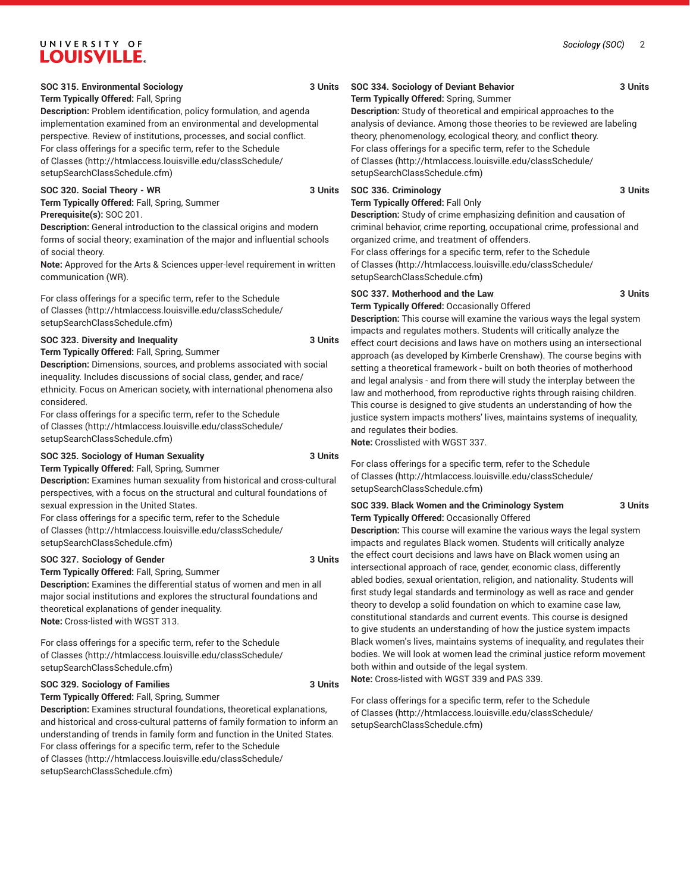**SOC 315. Environmental Sociology** 3 Units
**Term Typically Offered:** Fall, Spring
**Description:** Problem identification, policy formulation, and agenda implementation examined from an environmental and developmental perspective. Review of institutions, processes, and social conflict.
For class offerings for a specific term, refer to the Schedule of Classes (http://htmlaccess.louisville.edu/classSchedule/setupSearchClassSchedule.cfm)

**SOC 320. Social Theory - WR** 3 Units
**Term Typically Offered:** Fall, Spring, Summer
**Prerequisite(s):** SOC 201.
**Description:** General introduction to the classical origins and modern forms of social theory; examination of the major and influential schools of social theory.
**Note:** Approved for the Arts & Sciences upper-level requirement in written communication (WR).

For class offerings for a specific term, refer to the Schedule of Classes (http://htmlaccess.louisville.edu/classSchedule/setupSearchClassSchedule.cfm)

**SOC 323. Diversity and Inequality** 3 Units
**Term Typically Offered:** Fall, Spring, Summer
**Description:** Dimensions, sources, and problems associated with social inequality. Includes discussions of social class, gender, and race/ethnicity. Focus on American society, with international phenomena also considered.
For class offerings for a specific term, refer to the Schedule of Classes (http://htmlaccess.louisville.edu/classSchedule/setupSearchClassSchedule.cfm)

**SOC 325. Sociology of Human Sexuality** 3 Units
**Term Typically Offered:** Fall, Spring, Summer
**Description:** Examines human sexuality from historical and cross-cultural perspectives, with a focus on the structural and cultural foundations of sexual expression in the United States.
For class offerings for a specific term, refer to the Schedule of Classes (http://htmlaccess.louisville.edu/classSchedule/setupSearchClassSchedule.cfm)

**SOC 327. Sociology of Gender** 3 Units
**Term Typically Offered:** Fall, Spring, Summer
**Description:** Examines the differential status of women and men in all major social institutions and explores the structural foundations and theoretical explanations of gender inequality.
**Note:** Cross-listed with WGST 313.

For class offerings for a specific term, refer to the Schedule of Classes (http://htmlaccess.louisville.edu/classSchedule/setupSearchClassSchedule.cfm)

**SOC 329. Sociology of Families** 3 Units
**Term Typically Offered:** Fall, Spring, Summer
**Description:** Examines structural foundations, theoretical explanations, and historical and cross-cultural patterns of family formation to inform an understanding of trends in family form and function in the United States.
For class offerings for a specific term, refer to the Schedule of Classes (http://htmlaccess.louisville.edu/classSchedule/setupSearchClassSchedule.cfm)

**SOC 334. Sociology of Deviant Behavior** 3 Units
**Term Typically Offered:** Spring, Summer
**Description:** Study of theoretical and empirical approaches to the analysis of deviance. Among those theories to be reviewed are labeling theory, phenomenology, ecological theory, and conflict theory.
For class offerings for a specific term, refer to the Schedule of Classes (http://htmlaccess.louisville.edu/classSchedule/setupSearchClassSchedule.cfm)

**SOC 336. Criminology** 3 Units
**Term Typically Offered:** Fall Only
**Description:** Study of crime emphasizing definition and causation of criminal behavior, crime reporting, occupational crime, professional and organized crime, and treatment of offenders.
For class offerings for a specific term, refer to the Schedule of Classes (http://htmlaccess.louisville.edu/classSchedule/setupSearchClassSchedule.cfm)

**SOC 337. Motherhood and the Law** 3 Units
**Term Typically Offered:** Occasionally Offered
**Description:** This course will examine the various ways the legal system impacts and regulates mothers. Students will critically analyze the effect court decisions and laws have on mothers using an intersectional approach (as developed by Kimberle Crenshaw). The course begins with setting a theoretical framework - built on both theories of motherhood and legal analysis - and from there will study the interplay between the law and motherhood, from reproductive rights through raising children. This course is designed to give students an understanding of how the justice system impacts mothers' lives, maintains systems of inequality, and regulates their bodies.
**Note:** Crosslisted with WGST 337.

For class offerings for a specific term, refer to the Schedule of Classes (http://htmlaccess.louisville.edu/classSchedule/setupSearchClassSchedule.cfm)

**SOC 339. Black Women and the Criminology System** 3 Units
**Term Typically Offered:** Occasionally Offered
**Description:** This course will examine the various ways the legal system impacts and regulates Black women. Students will critically analyze the effect court decisions and laws have on Black women using an intersectional approach of race, gender, economic class, differently abled bodies, sexual orientation, religion, and nationality. Students will first study legal standards and terminology as well as race and gender theory to develop a solid foundation on which to examine case law, constitutional standards and current events. This course is designed to give students an understanding of how the justice system impacts Black women's lives, maintains systems of inequality, and regulates their bodies. We will look at women lead the criminal justice reform movement both within and outside of the legal system.
**Note:** Cross-listed with WGST 339 and PAS 339.

For class offerings for a specific term, refer to the Schedule of Classes (http://htmlaccess.louisville.edu/classSchedule/setupSearchClassSchedule.cfm)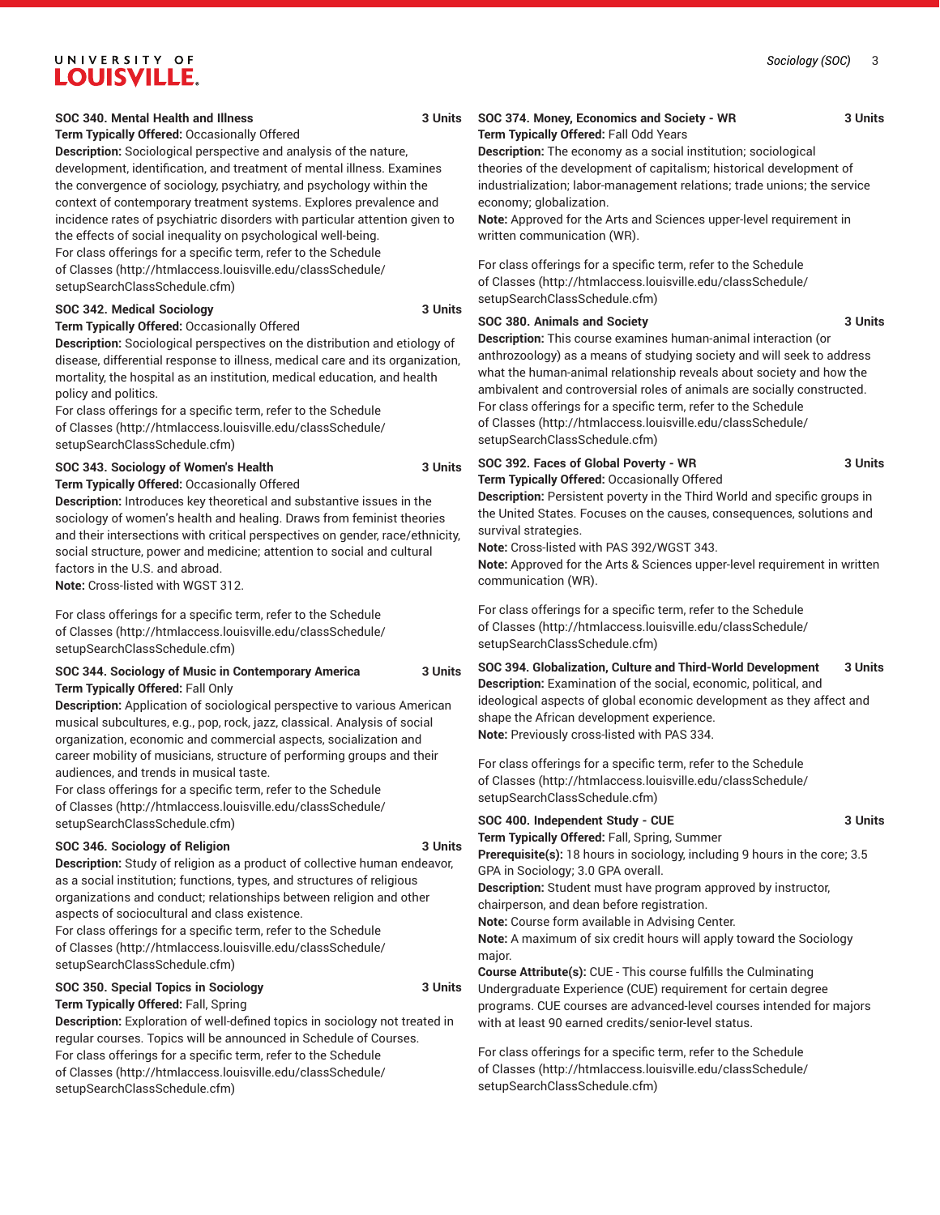**SOC 340. Mental Health and Illness** **3 Units**
**Term Typically Offered:** Occasionally Offered
**Description:** Sociological perspective and analysis of the nature, development, identification, and treatment of mental illness. Examines the convergence of sociology, psychiatry, and psychology within the context of contemporary treatment systems. Explores prevalence and incidence rates of psychiatric disorders with particular attention given to the effects of social inequality on psychological well-being.
For class offerings for a specific term, refer to the Schedule of Classes (http://htmlaccess.louisville.edu/classSchedule/setupSearchClassSchedule.cfm)

**SOC 342. Medical Sociology** **3 Units**
**Term Typically Offered:** Occasionally Offered
**Description:** Sociological perspectives on the distribution and etiology of disease, differential response to illness, medical care and its organization, mortality, the hospital as an institution, medical education, and health policy and politics.
For class offerings for a specific term, refer to the Schedule of Classes (http://htmlaccess.louisville.edu/classSchedule/setupSearchClassSchedule.cfm)

**SOC 343. Sociology of Women's Health** **3 Units**
**Term Typically Offered:** Occasionally Offered
**Description:** Introduces key theoretical and substantive issues in the sociology of women's health and healing. Draws from feminist theories and their intersections with critical perspectives on gender, race/ethnicity, social structure, power and medicine; attention to social and cultural factors in the U.S. and abroad.
**Note:** Cross-listed with WGST 312.

For class offerings for a specific term, refer to the Schedule of Classes (http://htmlaccess.louisville.edu/classSchedule/setupSearchClassSchedule.cfm)

**SOC 344. Sociology of Music in Contemporary America** **3 Units**
**Term Typically Offered:** Fall Only
**Description:** Application of sociological perspective to various American musical subcultures, e.g., pop, rock, jazz, classical. Analysis of social organization, economic and commercial aspects, socialization and career mobility of musicians, structure of performing groups and their audiences, and trends in musical taste.
For class offerings for a specific term, refer to the Schedule of Classes (http://htmlaccess.louisville.edu/classSchedule/setupSearchClassSchedule.cfm)

**SOC 346. Sociology of Religion** **3 Units**
**Description:** Study of religion as a product of collective human endeavor, as a social institution; functions, types, and structures of religious organizations and conduct; relationships between religion and other aspects of sociocultural and class existence.
For class offerings for a specific term, refer to the Schedule of Classes (http://htmlaccess.louisville.edu/classSchedule/setupSearchClassSchedule.cfm)

**SOC 350. Special Topics in Sociology** **3 Units**
**Term Typically Offered:** Fall, Spring
**Description:** Exploration of well-defined topics in sociology not treated in regular courses. Topics will be announced in Schedule of Courses.
For class offerings for a specific term, refer to the Schedule of Classes (http://htmlaccess.louisville.edu/classSchedule/setupSearchClassSchedule.cfm)

**SOC 374. Money, Economics and Society - WR** **3 Units**
**Term Typically Offered:** Fall Odd Years
**Description:** The economy as a social institution; sociological theories of the development of capitalism; historical development of industrialization; labor-management relations; trade unions; the service economy; globalization.
**Note:** Approved for the Arts and Sciences upper-level requirement in written communication (WR).

For class offerings for a specific term, refer to the Schedule of Classes (http://htmlaccess.louisville.edu/classSchedule/setupSearchClassSchedule.cfm)

**SOC 380. Animals and Society** **3 Units**
**Description:** This course examines human-animal interaction (or anthrozoology) as a means of studying society and will seek to address what the human-animal relationship reveals about society and how the ambivalent and controversial roles of animals are socially constructed.
For class offerings for a specific term, refer to the Schedule of Classes (http://htmlaccess.louisville.edu/classSchedule/setupSearchClassSchedule.cfm)

**SOC 392. Faces of Global Poverty - WR** **3 Units**
**Term Typically Offered:** Occasionally Offered
**Description:** Persistent poverty in the Third World and specific groups in the United States. Focuses on the causes, consequences, solutions and survival strategies.
**Note:** Cross-listed with PAS 392/WGST 343.
**Note:** Approved for the Arts & Sciences upper-level requirement in written communication (WR).

For class offerings for a specific term, refer to the Schedule of Classes (http://htmlaccess.louisville.edu/classSchedule/setupSearchClassSchedule.cfm)

**SOC 394. Globalization, Culture and Third-World Development** **3 Units**
**Description:** Examination of the social, economic, political, and ideological aspects of global economic development as they affect and shape the African development experience.
**Note:** Previously cross-listed with PAS 334.

For class offerings for a specific term, refer to the Schedule of Classes (http://htmlaccess.louisville.edu/classSchedule/setupSearchClassSchedule.cfm)

**SOC 400. Independent Study - CUE** **3 Units**
**Term Typically Offered:** Fall, Spring, Summer
**Prerequisite(s):** 18 hours in sociology, including 9 hours in the core; 3.5 GPA in Sociology; 3.0 GPA overall.
**Description:** Student must have program approved by instructor, chairperson, and dean before registration.
**Note:** Course form available in Advising Center.
**Note:** A maximum of six credit hours will apply toward the Sociology major.
**Course Attribute(s):** CUE - This course fulfills the Culminating Undergraduate Experience (CUE) requirement for certain degree programs. CUE courses are advanced-level courses intended for majors with at least 90 earned credits/senior-level status.

For class offerings for a specific term, refer to the Schedule of Classes (http://htmlaccess.louisville.edu/classSchedule/setupSearchClassSchedule.cfm)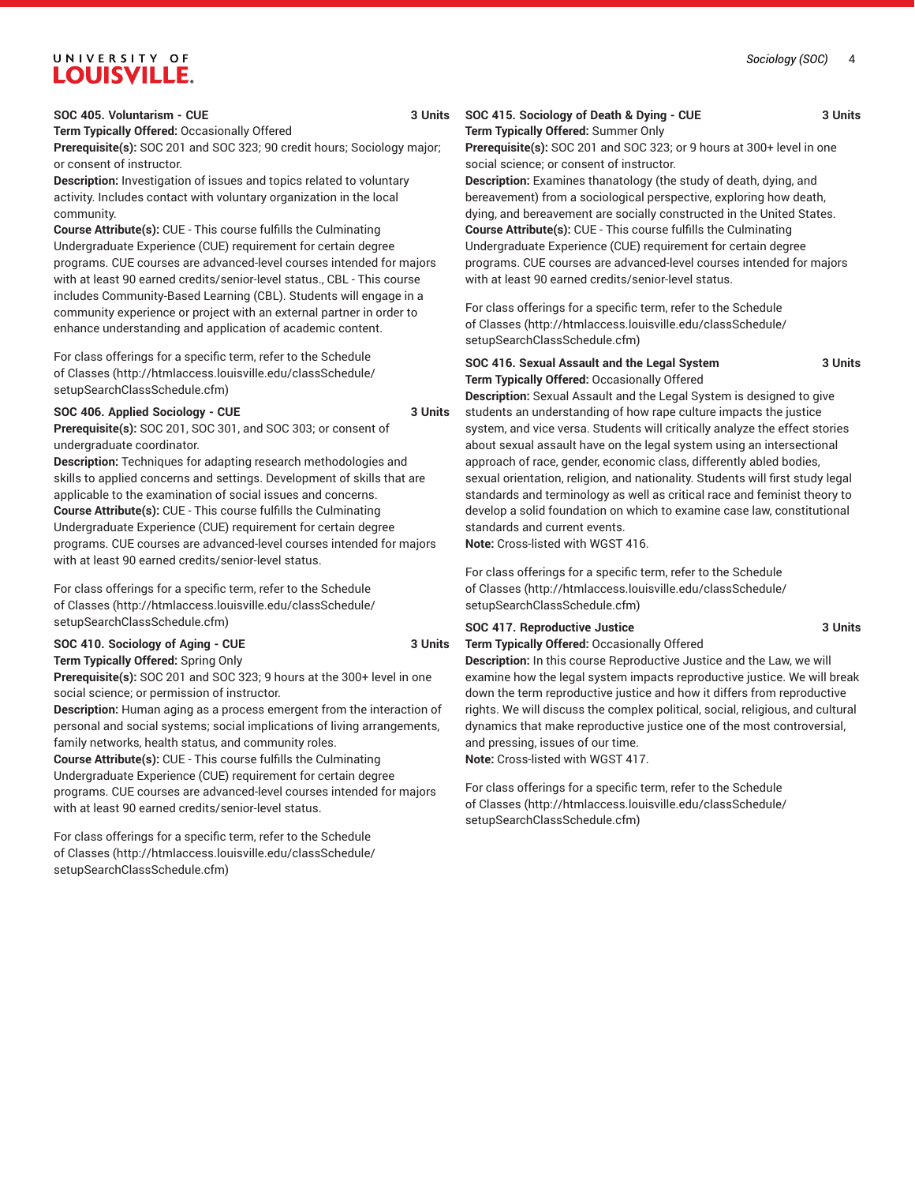**SOC 405. Voluntarism - CUE** **3 Units**

**Term Typically Offered:** Occasionally Offered

**Prerequisite(s):** SOC 201 and SOC 323; 90 credit hours; Sociology major; or consent of instructor.

**Description:** Investigation of issues and topics related to voluntary activity. Includes contact with voluntary organization in the local community.

**Course Attribute(s):** CUE - This course fulfills the Culminating Undergraduate Experience (CUE) requirement for certain degree programs. CUE courses are advanced-level courses intended for majors with at least 90 earned credits/senior-level status., CBL - This course includes Community-Based Learning (CBL). Students will engage in a community experience or project with an external partner in order to enhance understanding and application of academic content.

For class offerings for a specific term, refer to the Schedule of Classes (http://htmlaccess.louisville.edu/classSchedule/setupSearchClassSchedule.cfm)

**SOC 406. Applied Sociology - CUE** **3 Units**

**Prerequisite(s):** SOC 201, SOC 301, and SOC 303; or consent of undergraduate coordinator.

**Description:** Techniques for adapting research methodologies and skills to applied concerns and settings. Development of skills that are applicable to the examination of social issues and concerns.

**Course Attribute(s):** CUE - This course fulfills the Culminating Undergraduate Experience (CUE) requirement for certain degree programs. CUE courses are advanced-level courses intended for majors with at least 90 earned credits/senior-level status.

For class offerings for a specific term, refer to the Schedule of Classes (http://htmlaccess.louisville.edu/classSchedule/setupSearchClassSchedule.cfm)

**SOC 410. Sociology of Aging - CUE** **3 Units**

**Term Typically Offered:** Spring Only

**Prerequisite(s):** SOC 201 and SOC 323; 9 hours at the 300+ level in one social science; or permission of instructor.

**Description:** Human aging as a process emergent from the interaction of personal and social systems; social implications of living arrangements, family networks, health status, and community roles.

**Course Attribute(s):** CUE - This course fulfills the Culminating Undergraduate Experience (CUE) requirement for certain degree programs. CUE courses are advanced-level courses intended for majors with at least 90 earned credits/senior-level status.

For class offerings for a specific term, refer to the Schedule of Classes (http://htmlaccess.louisville.edu/classSchedule/setupSearchClassSchedule.cfm)

**SOC 415. Sociology of Death & Dying - CUE** **3 Units**

**Term Typically Offered:** Summer Only

**Prerequisite(s):** SOC 201 and SOC 323; or 9 hours at 300+ level in one social science; or consent of instructor.

**Description:** Examines thanatology (the study of death, dying, and bereavement) from a sociological perspective, exploring how death, dying, and bereavement are socially constructed in the United States.

**Course Attribute(s):** CUE - This course fulfills the Culminating Undergraduate Experience (CUE) requirement for certain degree programs. CUE courses are advanced-level courses intended for majors with at least 90 earned credits/senior-level status.

For class offerings for a specific term, refer to the Schedule of Classes (http://htmlaccess.louisville.edu/classSchedule/setupSearchClassSchedule.cfm)

**SOC 416. Sexual Assault and the Legal System** **3 Units**

**Term Typically Offered:** Occasionally Offered

**Description:** Sexual Assault and the Legal System is designed to give students an understanding of how rape culture impacts the justice system, and vice versa. Students will critically analyze the effect stories about sexual assault have on the legal system using an intersectional approach of race, gender, economic class, differently abled bodies, sexual orientation, religion, and nationality. Students will first study legal standards and terminology as well as critical race and feminist theory to develop a solid foundation on which to examine case law, constitutional standards and current events.

**Note:** Cross-listed with WGST 416.

For class offerings for a specific term, refer to the Schedule of Classes (http://htmlaccess.louisville.edu/classSchedule/setupSearchClassSchedule.cfm)

**SOC 417. Reproductive Justice** **3 Units**

**Term Typically Offered:** Occasionally Offered

**Description:** In this course Reproductive Justice and the Law, we will examine how the legal system impacts reproductive justice. We will break down the term reproductive justice and how it differs from reproductive rights. We will discuss the complex political, social, religious, and cultural dynamics that make reproductive justice one of the most controversial, and pressing, issues of our time.

**Note:** Cross-listed with WGST 417.

For class offerings for a specific term, refer to the Schedule of Classes (http://htmlaccess.louisville.edu/classSchedule/setupSearchClassSchedule.cfm)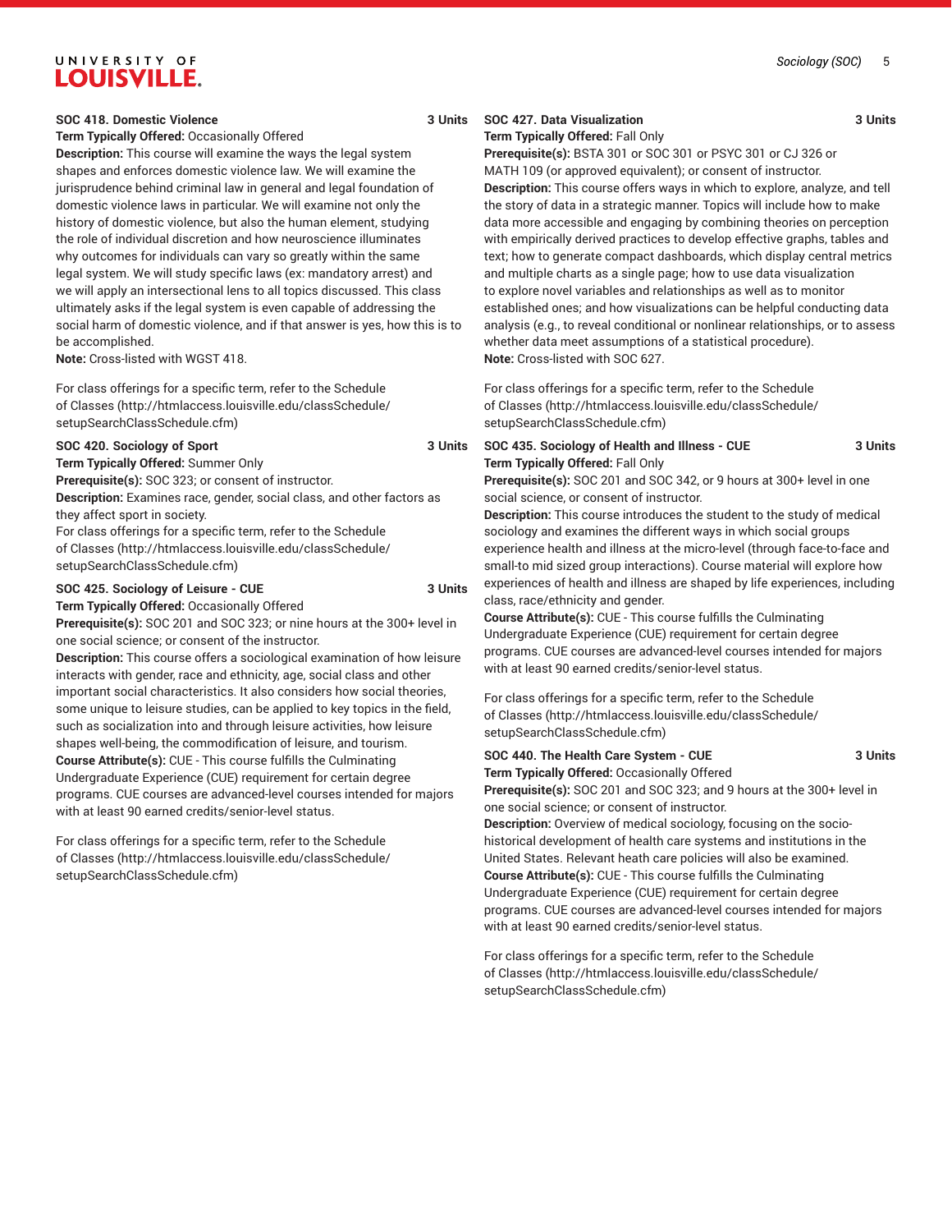**SOC 418. Domestic Violence** **3 Units**

**Term Typically Offered:** Occasionally Offered

**Description:** This course will examine the ways the legal system shapes and enforces domestic violence law. We will examine the jurisprudence behind criminal law in general and legal foundation of domestic violence laws in particular. We will examine not only the history of domestic violence, but also the human element, studying the role of individual discretion and how neuroscience illuminates why outcomes for individuals can vary so greatly within the same legal system. We will study specific laws (ex: mandatory arrest) and we will apply an intersectional lens to all topics discussed. This class ultimately asks if the legal system is even capable of addressing the social harm of domestic violence, and if that answer is yes, how this is to be accomplished.

**Note:** Cross-listed with WGST 418.

For class offerings for a specific term, refer to the Schedule of Classes (http://htmlaccess.louisville.edu/classSchedule/setupSearchClassSchedule.cfm)

**SOC 420. Sociology of Sport** **3 Units**

**Term Typically Offered:** Summer Only

**Prerequisite(s):** SOC 323; or consent of instructor.

**Description:** Examines race, gender, social class, and other factors as they affect sport in society.

For class offerings for a specific term, refer to the Schedule of Classes (http://htmlaccess.louisville.edu/classSchedule/setupSearchClassSchedule.cfm)

**SOC 425. Sociology of Leisure - CUE** **3 Units**

**Term Typically Offered:** Occasionally Offered

**Prerequisite(s):** SOC 201 and SOC 323; or nine hours at the 300+ level in one social science; or consent of the instructor.

**Description:** This course offers a sociological examination of how leisure interacts with gender, race and ethnicity, age, social class and other important social characteristics. It also considers how social theories, some unique to leisure studies, can be applied to key topics in the field, such as socialization into and through leisure activities, how leisure shapes well-being, the commodification of leisure, and tourism.

**Course Attribute(s):** CUE - This course fulfills the Culminating Undergraduate Experience (CUE) requirement for certain degree programs. CUE courses are advanced-level courses intended for majors with at least 90 earned credits/senior-level status.

For class offerings for a specific term, refer to the Schedule of Classes (http://htmlaccess.louisville.edu/classSchedule/setupSearchClassSchedule.cfm)

**SOC 427. Data Visualization** **3 Units**

**Term Typically Offered:** Fall Only

**Prerequisite(s):** BSTA 301 or SOC 301 or PSYC 301 or CJ 326 or MATH 109 (or approved equivalent); or consent of instructor.

**Description:** This course offers ways in which to explore, analyze, and tell the story of data in a strategic manner. Topics will include how to make data more accessible and engaging by combining theories on perception with empirically derived practices to develop effective graphs, tables and text; how to generate compact dashboards, which display central metrics and multiple charts as a single page; how to use data visualization to explore novel variables and relationships as well as to monitor established ones; and how visualizations can be helpful conducting data analysis (e.g., to reveal conditional or nonlinear relationships, or to assess whether data meet assumptions of a statistical procedure).

**Note:** Cross-listed with SOC 627.

For class offerings for a specific term, refer to the Schedule of Classes (http://htmlaccess.louisville.edu/classSchedule/setupSearchClassSchedule.cfm)

**SOC 435. Sociology of Health and Illness - CUE** **3 Units**

**Term Typically Offered:** Fall Only

**Prerequisite(s):** SOC 201 and SOC 342, or 9 hours at 300+ level in one social science, or consent of instructor.

**Description:** This course introduces the student to the study of medical sociology and examines the different ways in which social groups experience health and illness at the micro-level (through face-to-face and small-to mid sized group interactions). Course material will explore how experiences of health and illness are shaped by life experiences, including class, race/ethnicity and gender.

**Course Attribute(s):** CUE - This course fulfills the Culminating Undergraduate Experience (CUE) requirement for certain degree programs. CUE courses are advanced-level courses intended for majors with at least 90 earned credits/senior-level status.

For class offerings for a specific term, refer to the Schedule of Classes (http://htmlaccess.louisville.edu/classSchedule/setupSearchClassSchedule.cfm)

**SOC 440. The Health Care System - CUE** **3 Units**

**Term Typically Offered:** Occasionally Offered

**Prerequisite(s):** SOC 201 and SOC 323; and 9 hours at the 300+ level in one social science; or consent of instructor.

**Description:** Overview of medical sociology, focusing on the socio-historical development of health care systems and institutions in the United States. Relevant heath care policies will also be examined.

**Course Attribute(s):** CUE - This course fulfills the Culminating Undergraduate Experience (CUE) requirement for certain degree programs. CUE courses are advanced-level courses intended for majors with at least 90 earned credits/senior-level status.

For class offerings for a specific term, refer to the Schedule of Classes (http://htmlaccess.louisville.edu/classSchedule/setupSearchClassSchedule.cfm)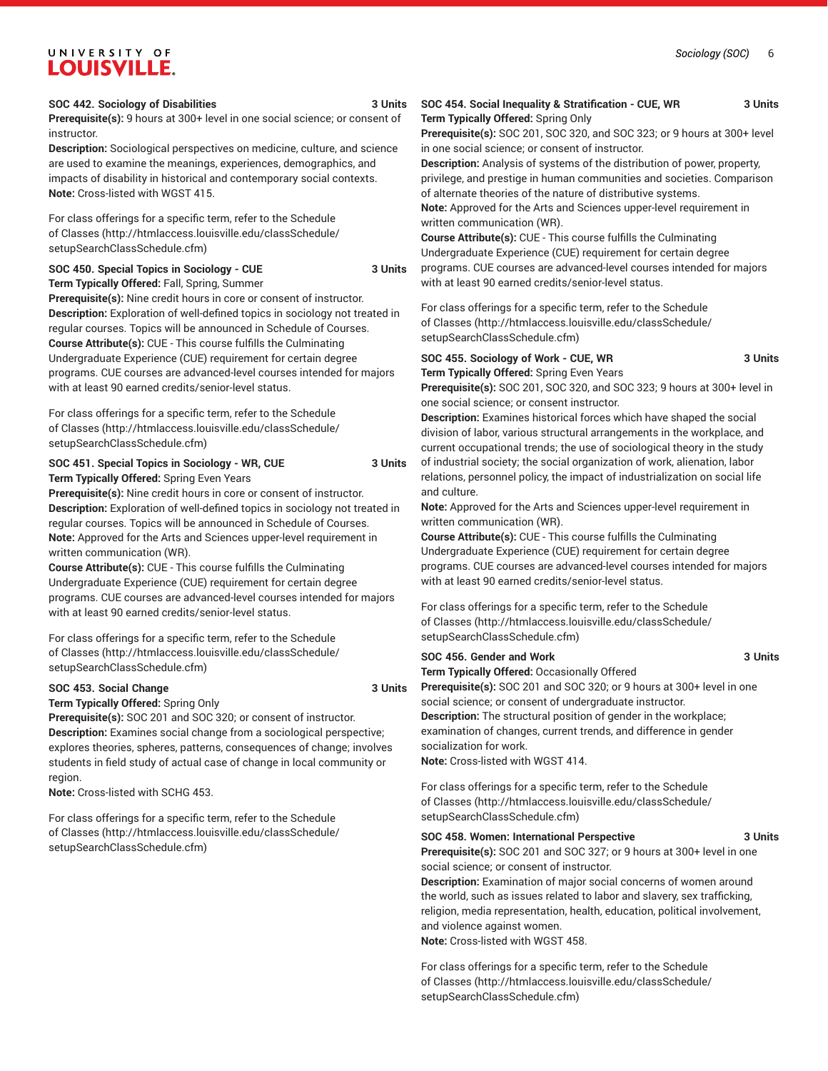**SOC 442. Sociology of Disabilities** 3 Units

**Prerequisite(s):** 9 hours at 300+ level in one social science; or consent of instructor.

**Description:** Sociological perspectives on medicine, culture, and science are used to examine the meanings, experiences, demographics, and impacts of disability in historical and contemporary social contexts.

**Note:** Cross-listed with WGST 415.

For class offerings for a specific term, refer to the Schedule of Classes (http://htmlaccess.louisville.edu/classSchedule/setupSearchClassSchedule.cfm)

**SOC 450. Special Topics in Sociology - CUE** 3 Units

**Term Typically Offered:** Fall, Spring, Summer

**Prerequisite(s):** Nine credit hours in core or consent of instructor.

**Description:** Exploration of well-defined topics in sociology not treated in regular courses. Topics will be announced in Schedule of Courses.

**Course Attribute(s):** CUE - This course fulfills the Culminating Undergraduate Experience (CUE) requirement for certain degree programs. CUE courses are advanced-level courses intended for majors with at least 90 earned credits/senior-level status.

For class offerings for a specific term, refer to the Schedule of Classes (http://htmlaccess.louisville.edu/classSchedule/setupSearchClassSchedule.cfm)

**SOC 451. Special Topics in Sociology - WR, CUE** 3 Units

**Term Typically Offered:** Spring Even Years

**Prerequisite(s):** Nine credit hours in core or consent of instructor.

**Description:** Exploration of well-defined topics in sociology not treated in regular courses. Topics will be announced in Schedule of Courses.

**Note:** Approved for the Arts and Sciences upper-level requirement in written communication (WR).

**Course Attribute(s):** CUE - This course fulfills the Culminating Undergraduate Experience (CUE) requirement for certain degree programs. CUE courses are advanced-level courses intended for majors with at least 90 earned credits/senior-level status.

For class offerings for a specific term, refer to the Schedule of Classes (http://htmlaccess.louisville.edu/classSchedule/setupSearchClassSchedule.cfm)

**SOC 453. Social Change** 3 Units

**Term Typically Offered:** Spring Only

**Prerequisite(s):** SOC 201 and SOC 320; or consent of instructor.

**Description:** Examines social change from a sociological perspective; explores theories, spheres, patterns, consequences of change; involves students in field study of actual case of change in local community or region.

**Note:** Cross-listed with SCHG 453.

For class offerings for a specific term, refer to the Schedule of Classes (http://htmlaccess.louisville.edu/classSchedule/setupSearchClassSchedule.cfm)

**SOC 454. Social Inequality & Stratification - CUE, WR** 3 Units

**Term Typically Offered:** Spring Only

**Prerequisite(s):** SOC 201, SOC 320, and SOC 323; or 9 hours at 300+ level in one social science; or consent of instructor.

**Description:** Analysis of systems of the distribution of power, property, privilege, and prestige in human communities and societies. Comparison of alternate theories of the nature of distributive systems.

**Note:** Approved for the Arts and Sciences upper-level requirement in written communication (WR).

**Course Attribute(s):** CUE - This course fulfills the Culminating Undergraduate Experience (CUE) requirement for certain degree programs. CUE courses are advanced-level courses intended for majors with at least 90 earned credits/senior-level status.

For class offerings for a specific term, refer to the Schedule of Classes (http://htmlaccess.louisville.edu/classSchedule/setupSearchClassSchedule.cfm)

**SOC 455. Sociology of Work - CUE, WR** 3 Units

**Term Typically Offered:** Spring Even Years

**Prerequisite(s):** SOC 201, SOC 320, and SOC 323; 9 hours at 300+ level in one social science; or consent instructor.

**Description:** Examines historical forces which have shaped the social division of labor, various structural arrangements in the workplace, and current occupational trends; the use of sociological theory in the study of industrial society; the social organization of work, alienation, labor relations, personnel policy, the impact of industrialization on social life and culture.

**Note:** Approved for the Arts and Sciences upper-level requirement in written communication (WR).

**Course Attribute(s):** CUE - This course fulfills the Culminating Undergraduate Experience (CUE) requirement for certain degree programs. CUE courses are advanced-level courses intended for majors with at least 90 earned credits/senior-level status.

For class offerings for a specific term, refer to the Schedule of Classes (http://htmlaccess.louisville.edu/classSchedule/setupSearchClassSchedule.cfm)

**SOC 456. Gender and Work** 3 Units

**Term Typically Offered:** Occasionally Offered

**Prerequisite(s):** SOC 201 and SOC 320; or 9 hours at 300+ level in one social science; or consent of undergraduate instructor.

**Description:** The structural position of gender in the workplace; examination of changes, current trends, and difference in gender socialization for work.

**Note:** Cross-listed with WGST 414.

For class offerings for a specific term, refer to the Schedule of Classes (http://htmlaccess.louisville.edu/classSchedule/setupSearchClassSchedule.cfm)

**SOC 458. Women: International Perspective** 3 Units

**Prerequisite(s):** SOC 201 and SOC 327; or 9 hours at 300+ level in one social science; or consent of instructor.

**Description:** Examination of major social concerns of women around the world, such as issues related to labor and slavery, sex trafficking, religion, media representation, health, education, political involvement, and violence against women.

**Note:** Cross-listed with WGST 458.

For class offerings for a specific term, refer to the Schedule of Classes (http://htmlaccess.louisville.edu/classSchedule/setupSearchClassSchedule.cfm)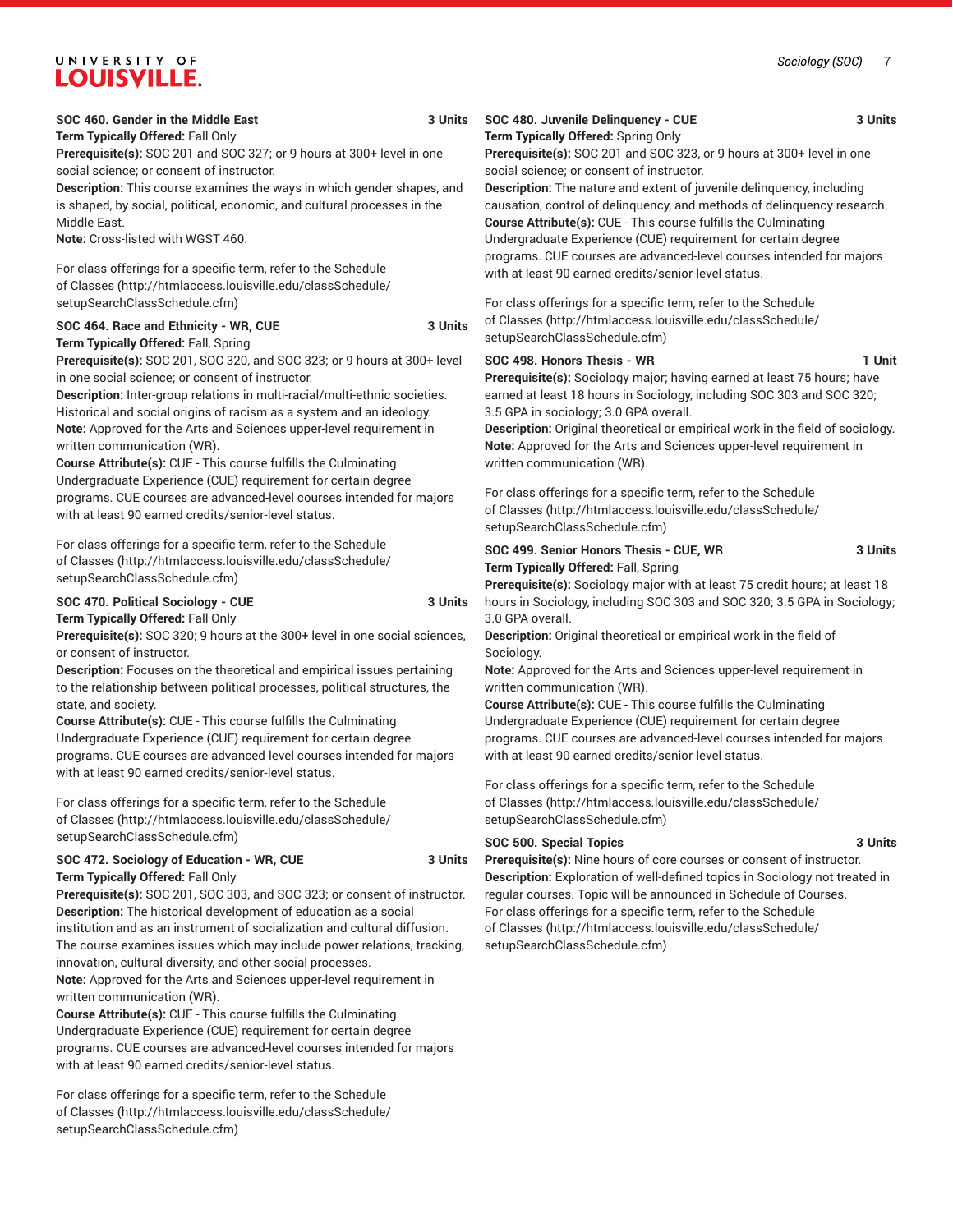**SOC 460. Gender in the Middle East** 3 Units
**Term Typically Offered:** Fall Only
**Prerequisite(s):** SOC 201 and SOC 327; or 9 hours at 300+ level in one social science; or consent of instructor.
**Description:** This course examines the ways in which gender shapes, and is shaped, by social, political, economic, and cultural processes in the Middle East.
**Note:** Cross-listed with WGST 460.

For class offerings for a specific term, refer to the Schedule of Classes (http://htmlaccess.louisville.edu/classSchedule/setupSearchClassSchedule.cfm)

**SOC 464. Race and Ethnicity - WR, CUE** 3 Units
**Term Typically Offered:** Fall, Spring
**Prerequisite(s):** SOC 201, SOC 320, and SOC 323; or 9 hours at 300+ level in one social science; or consent of instructor.
**Description:** Inter-group relations in multi-racial/multi-ethnic societies. Historical and social origins of racism as a system and an ideology.
**Note:** Approved for the Arts and Sciences upper-level requirement in written communication (WR).
**Course Attribute(s):** CUE - This course fulfills the Culminating Undergraduate Experience (CUE) requirement for certain degree programs. CUE courses are advanced-level courses intended for majors with at least 90 earned credits/senior-level status.

For class offerings for a specific term, refer to the Schedule of Classes (http://htmlaccess.louisville.edu/classSchedule/setupSearchClassSchedule.cfm)

**SOC 470. Political Sociology - CUE** 3 Units
**Term Typically Offered:** Fall Only
**Prerequisite(s):** SOC 320; 9 hours at the 300+ level in one social sciences, or consent of instructor.
**Description:** Focuses on the theoretical and empirical issues pertaining to the relationship between political processes, political structures, the state, and society.
**Course Attribute(s):** CUE - This course fulfills the Culminating Undergraduate Experience (CUE) requirement for certain degree programs. CUE courses are advanced-level courses intended for majors with at least 90 earned credits/senior-level status.

For class offerings for a specific term, refer to the Schedule of Classes (http://htmlaccess.louisville.edu/classSchedule/setupSearchClassSchedule.cfm)

**SOC 472. Sociology of Education - WR, CUE** 3 Units
**Term Typically Offered:** Fall Only
**Prerequisite(s):** SOC 201, SOC 303, and SOC 323; or consent of instructor.
**Description:** The historical development of education as a social institution and as an instrument of socialization and cultural diffusion. The course examines issues which may include power relations, tracking, innovation, cultural diversity, and other social processes.
**Note:** Approved for the Arts and Sciences upper-level requirement in written communication (WR).
**Course Attribute(s):** CUE - This course fulfills the Culminating Undergraduate Experience (CUE) requirement for certain degree programs. CUE courses are advanced-level courses intended for majors with at least 90 earned credits/senior-level status.

For class offerings for a specific term, refer to the Schedule of Classes (http://htmlaccess.louisville.edu/classSchedule/setupSearchClassSchedule.cfm)

**SOC 480. Juvenile Delinquency - CUE** 3 Units
**Term Typically Offered:** Spring Only
**Prerequisite(s):** SOC 201 and SOC 323, or 9 hours at 300+ level in one social science; or consent of instructor.
**Description:** The nature and extent of juvenile delinquency, including causation, control of delinquency, and methods of delinquency research.
**Course Attribute(s):** CUE - This course fulfills the Culminating Undergraduate Experience (CUE) requirement for certain degree programs. CUE courses are advanced-level courses intended for majors with at least 90 earned credits/senior-level status.

For class offerings for a specific term, refer to the Schedule of Classes (http://htmlaccess.louisville.edu/classSchedule/setupSearchClassSchedule.cfm)

**SOC 498. Honors Thesis - WR** 1 Unit
**Prerequisite(s):** Sociology major; having earned at least 75 hours; have earned at least 18 hours in Sociology, including SOC 303 and SOC 320; 3.5 GPA in sociology; 3.0 GPA overall.
**Description:** Original theoretical or empirical work in the field of sociology.
**Note:** Approved for the Arts and Sciences upper-level requirement in written communication (WR).

For class offerings for a specific term, refer to the Schedule of Classes (http://htmlaccess.louisville.edu/classSchedule/setupSearchClassSchedule.cfm)

**SOC 499. Senior Honors Thesis - CUE, WR** 3 Units
**Term Typically Offered:** Fall, Spring
**Prerequisite(s):** Sociology major with at least 75 credit hours; at least 18 hours in Sociology, including SOC 303 and SOC 320; 3.5 GPA in Sociology; 3.0 GPA overall.
**Description:** Original theoretical or empirical work in the field of Sociology.
**Note:** Approved for the Arts and Sciences upper-level requirement in written communication (WR).
**Course Attribute(s):** CUE - This course fulfills the Culminating Undergraduate Experience (CUE) requirement for certain degree programs. CUE courses are advanced-level courses intended for majors with at least 90 earned credits/senior-level status.

For class offerings for a specific term, refer to the Schedule of Classes (http://htmlaccess.louisville.edu/classSchedule/setupSearchClassSchedule.cfm)

**SOC 500. Special Topics** 3 Units
**Prerequisite(s):** Nine hours of core courses or consent of instructor.
**Description:** Exploration of well-defined topics in Sociology not treated in regular courses. Topic will be announced in Schedule of Courses.
For class offerings for a specific term, refer to the Schedule of Classes (http://htmlaccess.louisville.edu/classSchedule/setupSearchClassSchedule.cfm)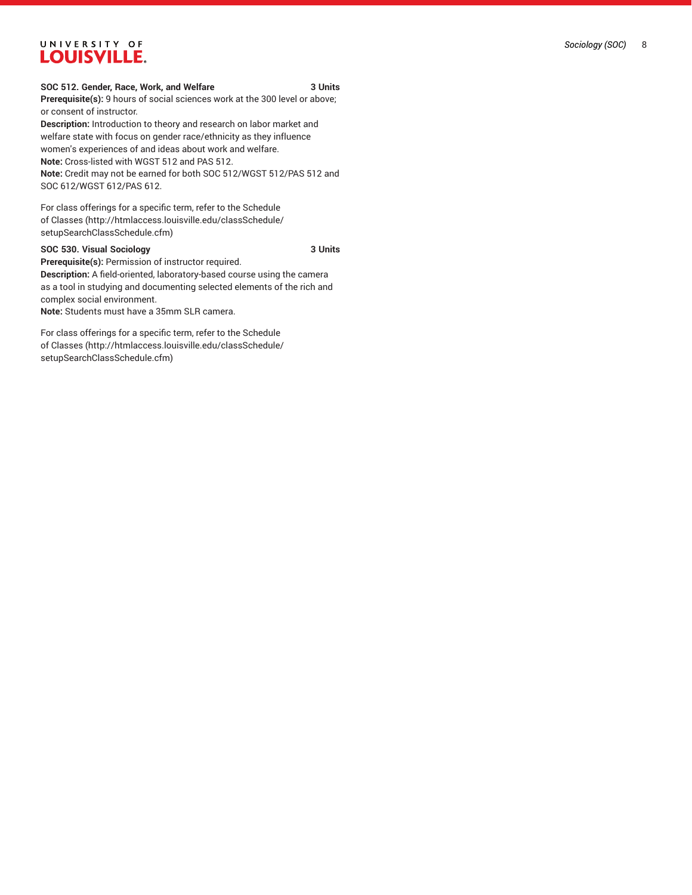**SOC 512. Gender, Race, Work, and Welfare 3 Units**

**Prerequisite(s):** 9 hours of social sciences work at the 300 level or above; or consent of instructor.

**Description:** Introduction to theory and research on labor market and welfare state with focus on gender race/ethnicity as they influence women's experiences of and ideas about work and welfare.

**Note:** Cross-listed with WGST 512 and PAS 512.

**Note:** Credit may not be earned for both SOC 512/WGST 512/PAS 512 and SOC 612/WGST 612/PAS 612.

For class offerings for a specific term, refer to the Schedule of Classes (http://htmlaccess.louisville.edu/classSchedule/setupSearchClassSchedule.cfm)

**SOC 530. Visual Sociology 3 Units**

**Prerequisite(s):** Permission of instructor required.

**Description:** A field-oriented, laboratory-based course using the camera as a tool in studying and documenting selected elements of the rich and complex social environment.

**Note:** Students must have a 35mm SLR camera.

For class offerings for a specific term, refer to the Schedule of Classes (http://htmlaccess.louisville.edu/classSchedule/setupSearchClassSchedule.cfm)